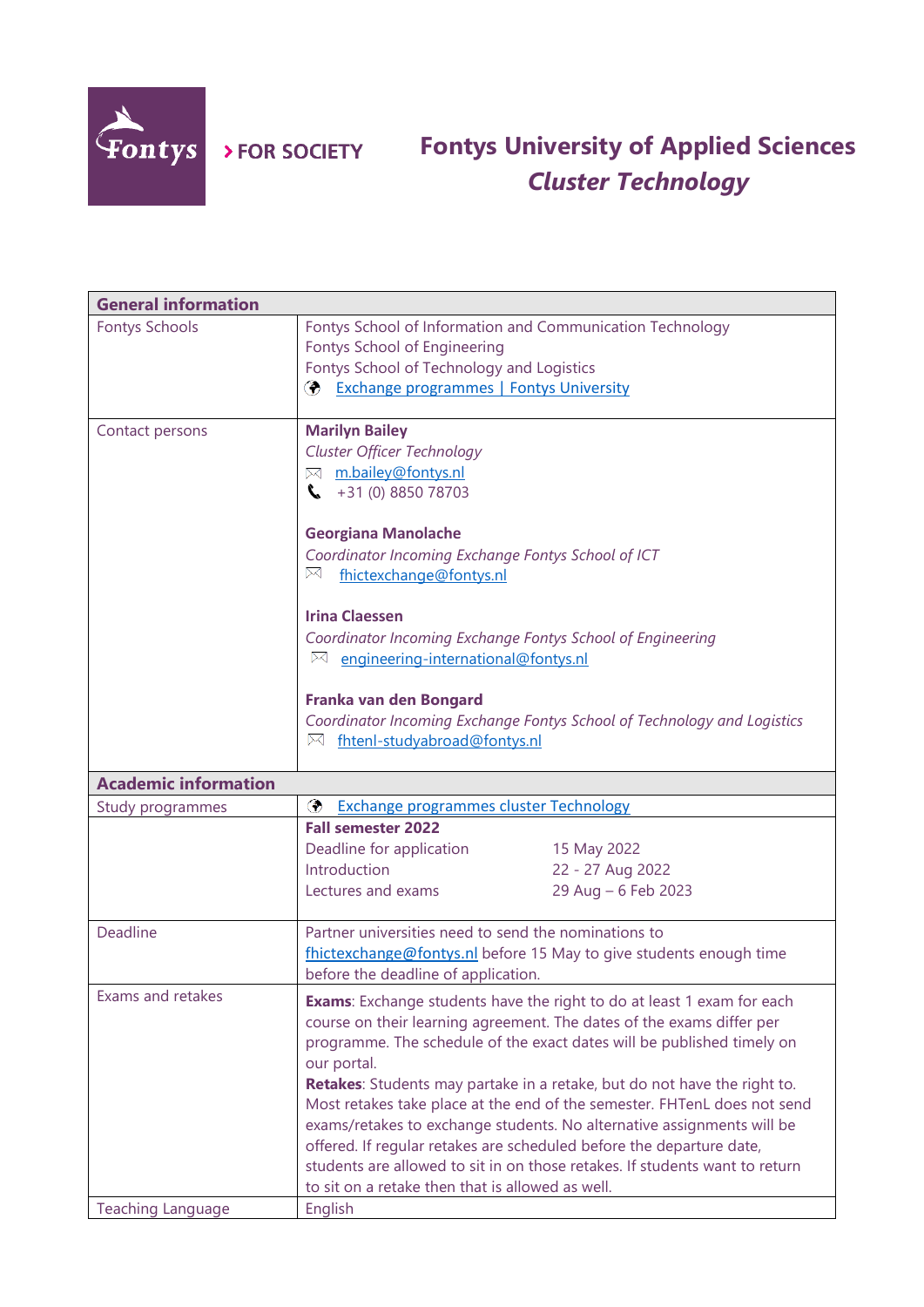> FOR SOCIETY

# Fontys University of Applied Sciences
## *Cluster Technology*

| General information | |
|---|---|
| Fontys Schools | Fontys School of Information and Communication Technology<br>Fontys School of Engineering<br>Fontys School of Technology and Logistics<br>Exchange programmes \| Fontys University |
| Contact persons | **Marilyn Bailey**<br>*Cluster Officer Technology*<br>m.bailey@fontys.nl<br>+31 (0) 8850 78703<br><br>**Georgiana Manolache**<br>*Coordinator Incoming Exchange Fontys School of ICT*<br>fhictexchange@fontys.nl<br><br>**Irina Claessen**<br>*Coordinator Incoming Exchange Fontys School of Engineering*<br>engineering-international@fontys.nl<br><br>**Franka van den Bongard**<br>*Coordinator Incoming Exchange Fontys School of Technology and Logistics*<br>fhtenl-studyabroad@fontys.nl |
| **Academic information** | |
| Study programmes | Exchange programmes cluster Technology |
| | **Fall semester 2022**<br>Deadline for application: 15 May 2022<br>Introduction: 22 - 27 Aug 2022<br>Lectures and exams: 29 Aug – 6 Feb 2023 |
| Deadline | Partner universities need to send the nominations to fhictexchange@fontys.nl before 15 May to give students enough time before the deadline of application. |
| Exams and retakes | **Exams**: Exchange students have the right to do at least 1 exam for each course on their learning agreement. The dates of the exams differ per programme. The schedule of the exact dates will be published timely on our portal.<br>**Retakes**: Students may partake in a retake, but do not have the right to. Most retakes take place at the end of the semester. FHTenL does not send exams/retakes to exchange students. No alternative assignments will be offered. If regular retakes are scheduled before the departure date, students are allowed to sit in on those retakes. If students want to return to sit on a retake then that is allowed as well. |
| Teaching Language | English |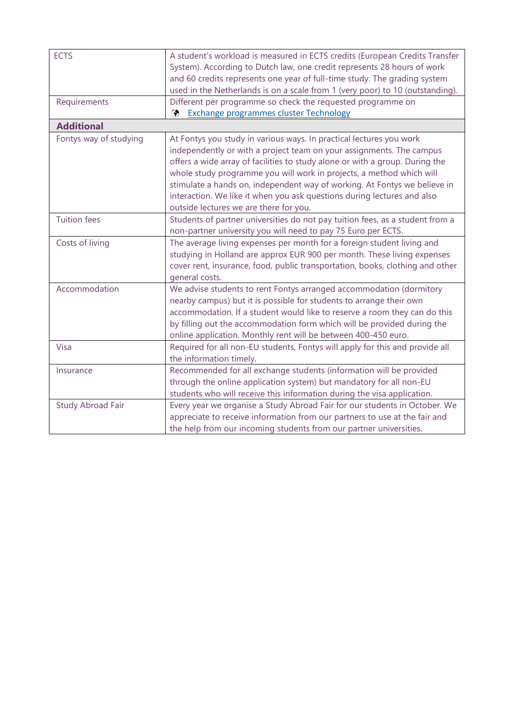| | |
|---|---|
| ECTS | A student's workload is measured in ECTS credits (European Credits Transfer System). According to Dutch law, one credit represents 28 hours of work and 60 credits represents one year of full-time study. The grading system used in the Netherlands is on a scale from 1 (very poor) to 10 (outstanding). |
| Requirements | Different per programme so check the requested programme on Exchange programmes cluster Technology |
| **Additional** | |
| Fontys way of studying | At Fontys you study in various ways. In practical lectures you work independently or with a project team on your assignments. The campus offers a wide array of facilities to study alone or with a group. During the whole study programme you will work in projects, a method which will stimulate a hands on, independent way of working. At Fontys we believe in interaction. We like it when you ask questions during lectures and also outside lectures we are there for you. |
| Tuition fees | Students of partner universities do not pay tuition fees, as a student from a non-partner university you will need to pay 75 Euro per ECTS. |
| Costs of living | The average living expenses per month for a foreign student living and studying in Holland are approx EUR 900 per month. These living expenses cover rent, insurance, food, public transportation, books, clothing and other general costs. |
| Accommodation | We advise students to rent Fontys arranged accommodation (dormitory nearby campus) but it is possible for students to arrange their own accommodation. If a student would like to reserve a room they can do this by filling out the accommodation form which will be provided during the online application. Monthly rent will be between 400-450 euro. |
| Visa | Required for all non-EU students, Fontys will apply for this and provide all the information timely. |
| Insurance | Recommended for all exchange students (information will be provided through the online application system) but mandatory for all non-EU students who will receive this information during the visa application. |
| Study Abroad Fair | Every year we organise a Study Abroad Fair for our students in October. We appreciate to receive information from our partners to use at the fair and the help from our incoming students from our partner universities. |